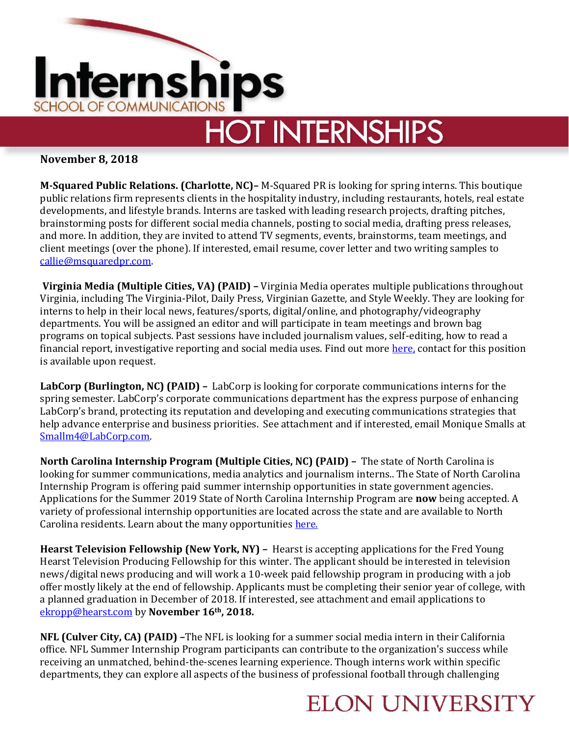# Internships

SCHOOL OF COMMUNICATIONS

## HOT INTERNSHIPS

**November 8, 2018**

**M-Squared Public Relations. (Charlotte, NC)–** M-Squared PR is looking for spring interns. This boutique public relations firm represents clients in the hospitality industry, including restaurants, hotels, real estate developments, and lifestyle brands. Interns are tasked with leading research projects, drafting pitches, brainstorming posts for different social media channels, posting to social media, drafting press releases, and more. In addition, they are invited to attend TV segments, events, brainstorms, team meetings, and client meetings (over the phone). If interested, email resume, cover letter and two writing samples to callie@msquaredpr.com.

**Virginia Media (Multiple Cities, VA) (PAID) –** Virginia Media operates multiple publications throughout Virginia, including The Virginia-Pilot, Daily Press, Virginian Gazette, and Style Weekly. They are looking for interns to help in their local news, features/sports, digital/online, and photography/videography departments. You will be assigned an editor and will participate in team meetings and brown bag programs on topical subjects. Past sessions have included journalism values, self-editing, how to read a financial report, investigative reporting and social media uses. Find out more here, contact for this position is available upon request.

**LabCorp (Burlington, NC) (PAID) –** LabCorp is looking for corporate communications interns for the spring semester. LabCorp's corporate communications department has the express purpose of enhancing LabCorp's brand, protecting its reputation and developing and executing communications strategies that help advance enterprise and business priorities. See attachment and if interested, email Monique Smalls at Smallm4@LabCorp.com.

**North Carolina Internship Program (Multiple Cities, NC) (PAID) –** The state of North Carolina is looking for summer communications, media analytics and journalism interns.. The State of North Carolina Internship Program is offering paid summer internship opportunities in state government agencies. Applications for the Summer 2019 State of North Carolina Internship Program are **now** being accepted. A variety of professional internship opportunities are located across the state and are available to North Carolina residents. Learn about the many opportunities here.

**Hearst Television Fellowship (New York, NY) –** Hearst is accepting applications for the Fred Young Hearst Television Producing Fellowship for this winter. The applicant should be interested in television news/digital news producing and will work a 10-week paid fellowship program in producing with a job offer mostly likely at the end of fellowship. Applicants must be completing their senior year of college, with a planned graduation in December of 2018. If interested, see attachment and email applications to ekropp@hearst.com by **November 16th, 2018.**

**NFL (Culver City, CA) (PAID) –**The NFL is looking for a summer social media intern in their California office. NFL Summer Internship Program participants can contribute to the organization's success while receiving an unmatched, behind-the-scenes learning experience. Though interns work within specific departments, they can explore all aspects of the business of professional football through challenging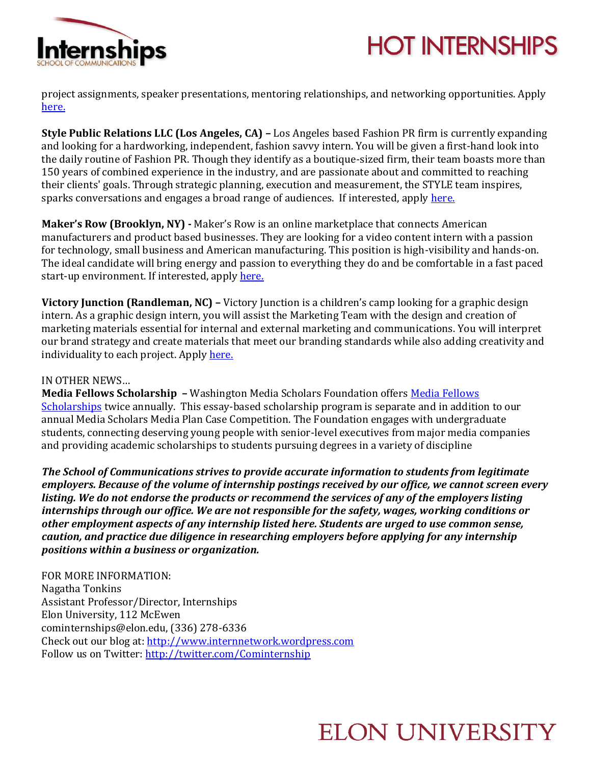project assignments, speaker presentations, mentoring relationships, and networking opportunities. Apply here.

**Style Public Relations LLC (Los Angeles, CA) –** Los Angeles based Fashion PR firm is currently expanding and looking for a hardworking, independent, fashion savvy intern. You will be given a first-hand look into the daily routine of Fashion PR. Though they identify as a boutique-sized firm, their team boasts more than 150 years of combined experience in the industry, and are passionate about and committed to reaching their clients' goals. Through strategic planning, execution and measurement, the STYLE team inspires, sparks conversations and engages a broad range of audiences. If interested, apply here.

**Maker's Row (Brooklyn, NY) -** Maker's Row is an online marketplace that connects American manufacturers and product based businesses. They are looking for a video content intern with a passion for technology, small business and American manufacturing. This position is high-visibility and hands-on. The ideal candidate will bring energy and passion to everything they do and be comfortable in a fast paced start-up environment. If interested, apply here.

**Victory Junction (Randleman, NC) –** Victory Junction is a children's camp looking for a graphic design intern. As a graphic design intern, you will assist the Marketing Team with the design and creation of marketing materials essential for internal and external marketing and communications. You will interpret our brand strategy and create materials that meet our branding standards while also adding creativity and individuality to each project. Apply here.

IN OTHER NEWS…

**Media Fellows Scholarship –** Washington Media Scholars Foundation offers Media Fellows Scholarships twice annually. This essay-based scholarship program is separate and in addition to our annual Media Scholars Media Plan Case Competition. The Foundation engages with undergraduate students, connecting deserving young people with senior-level executives from major media companies and providing academic scholarships to students pursuing degrees in a variety of discipline

***The School of Communications strives to provide accurate information to students from legitimate employers. Because of the volume of internship postings received by our office, we cannot screen every listing. We do not endorse the products or recommend the services of any of the employers listing internships through our office. We are not responsible for the safety, wages, working conditions or other employment aspects of any internship listed here. Students are urged to use common sense, caution, and practice due diligence in researching employers before applying for any internship positions within a business or organization.***

FOR MORE INFORMATION:
Nagatha Tonkins
Assistant Professor/Director, Internships
Elon University, 112 McEwen
cominternships@elon.edu, (336) 278-6336
Check out our blog at: http://www.internnetwork.wordpress.com
Follow us on Twitter: http://twitter.com/Cominternship